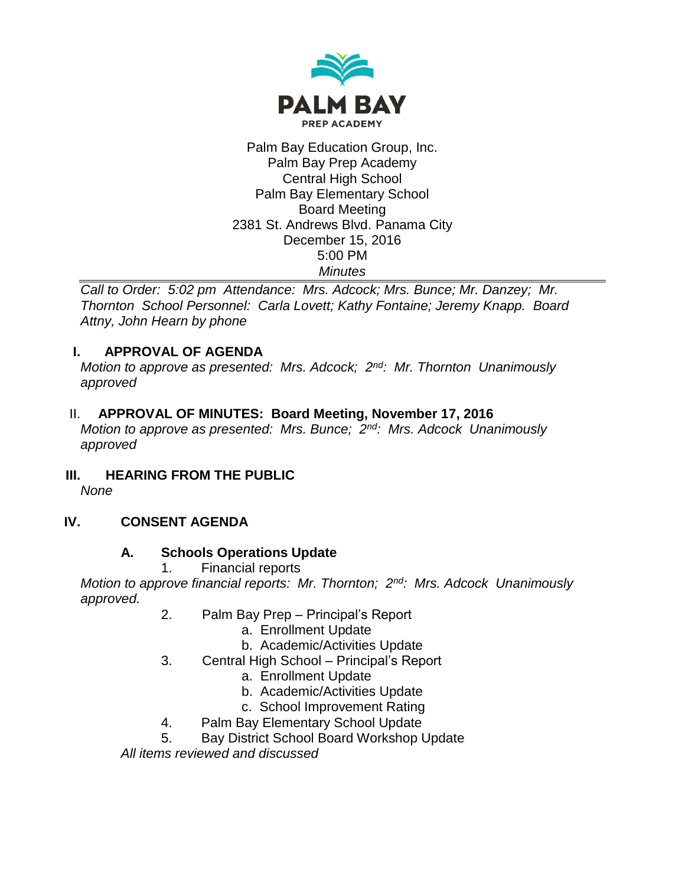PALM BAY
PREP ACADEMY

Palm Bay Education Group, Inc.
Palm Bay Prep Academy
Central High School
Palm Bay Elementary School
Board Meeting
2381 St. Andrews Blvd. Panama City
December 15, 2016
5:00 PM
*Minutes*

---

*Call to Order: 5:02 pm Attendance: Mrs. Adcock; Mrs. Bunce; Mr. Danzey; Mr. Thornton School Personnel: Carla Lovett; Kathy Fontaine; Jeremy Knapp. Board Attny, John Hearn by phone*

## I. APPROVAL OF AGENDA

*Motion to approve as presented: Mrs. Adcock; 2nd: Mr. Thornton Unanimously approved*

## II. APPROVAL OF MINUTES: Board Meeting, November 17, 2016

*Motion to approve as presented: Mrs. Bunce; 2nd: Mrs. Adcock Unanimously approved*

## III. HEARING FROM THE PUBLIC

*None*

## IV. CONSENT AGENDA

### A. Schools Operations Update

1. Financial reports

*Motion to approve financial reports: Mr. Thornton; 2nd: Mrs. Adcock Unanimously approved.*

2. Palm Bay Prep – Principal's Report
   a. Enrollment Update
   b. Academic/Activities Update
3. Central High School – Principal's Report
   a. Enrollment Update
   b. Academic/Activities Update
   c. School Improvement Rating
4. Palm Bay Elementary School Update
5. Bay District School Board Workshop Update

*All items reviewed and discussed*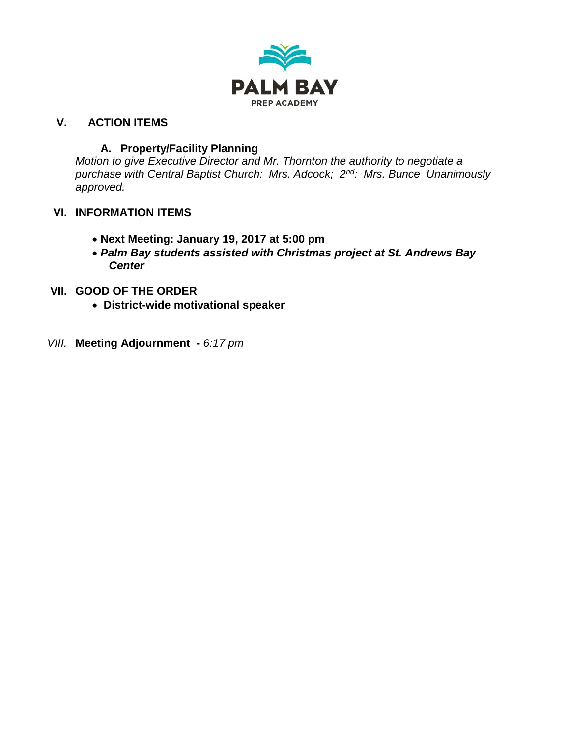PALM BAY

PREP ACADEMY

## V. ACTION ITEMS

### A. Property/Facility Planning

*Motion to give Executive Director and Mr. Thornton the authority to negotiate a purchase with Central Baptist Church: Mrs. Adcock; 2nd: Mrs. Bunce Unanimously approved.*

## VI. INFORMATION ITEMS

- **Next Meeting: January 19, 2017 at 5:00 pm**
- ***Palm Bay students assisted with Christmas project at St. Andrews Bay Center***

## VII. GOOD OF THE ORDER

- **District-wide motivational speaker**

## *VIII.* Meeting Adjournment - *6:17 pm*